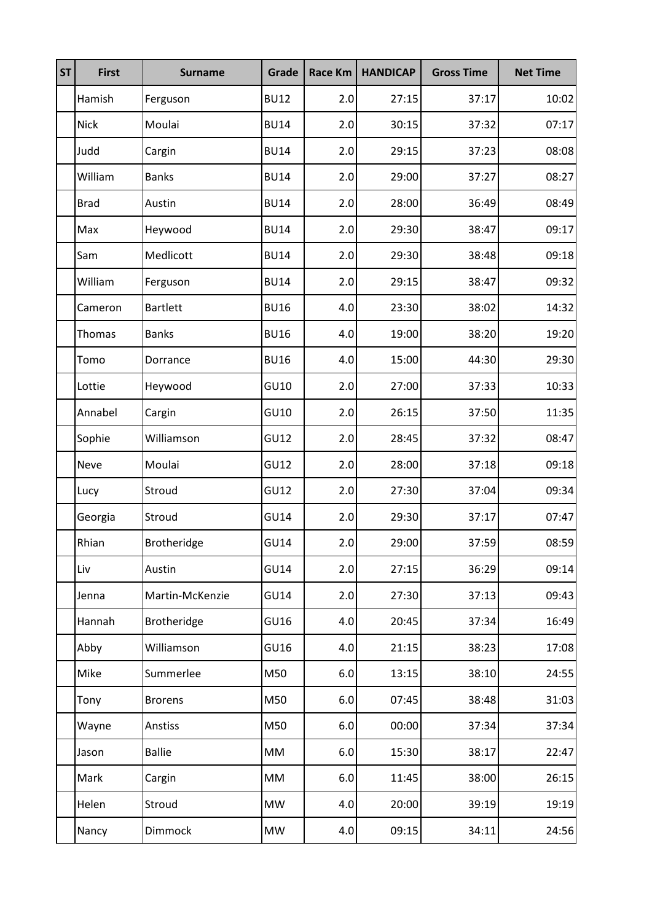| ST | First | Surname | Grade | Race Km | HANDICAP | Gross Time | Net Time |
|---|---|---|---|---|---|---|---|
| | Hamish | Ferguson | BU12 | 2.0 | 27:15 | 37:17 | 10:02 |
| | Nick | Moulai | BU14 | 2.0 | 30:15 | 37:32 | 07:17 |
| | Judd | Cargin | BU14 | 2.0 | 29:15 | 37:23 | 08:08 |
| | William | Banks | BU14 | 2.0 | 29:00 | 37:27 | 08:27 |
| | Brad | Austin | BU14 | 2.0 | 28:00 | 36:49 | 08:49 |
| | Max | Heywood | BU14 | 2.0 | 29:30 | 38:47 | 09:17 |
| | Sam | Medlicott | BU14 | 2.0 | 29:30 | 38:48 | 09:18 |
| | William | Ferguson | BU14 | 2.0 | 29:15 | 38:47 | 09:32 |
| | Cameron | Bartlett | BU16 | 4.0 | 23:30 | 38:02 | 14:32 |
| | Thomas | Banks | BU16 | 4.0 | 19:00 | 38:20 | 19:20 |
| | Tomo | Dorrance | BU16 | 4.0 | 15:00 | 44:30 | 29:30 |
| | Lottie | Heywood | GU10 | 2.0 | 27:00 | 37:33 | 10:33 |
| | Annabel | Cargin | GU10 | 2.0 | 26:15 | 37:50 | 11:35 |
| | Sophie | Williamson | GU12 | 2.0 | 28:45 | 37:32 | 08:47 |
| | Neve | Moulai | GU12 | 2.0 | 28:00 | 37:18 | 09:18 |
| | Lucy | Stroud | GU12 | 2.0 | 27:30 | 37:04 | 09:34 |
| | Georgia | Stroud | GU14 | 2.0 | 29:30 | 37:17 | 07:47 |
| | Rhian | Brotheridge | GU14 | 2.0 | 29:00 | 37:59 | 08:59 |
| | Liv | Austin | GU14 | 2.0 | 27:15 | 36:29 | 09:14 |
| | Jenna | Martin-McKenzie | GU14 | 2.0 | 27:30 | 37:13 | 09:43 |
| | Hannah | Brotheridge | GU16 | 4.0 | 20:45 | 37:34 | 16:49 |
| | Abby | Williamson | GU16 | 4.0 | 21:15 | 38:23 | 17:08 |
| | Mike | Summerlee | M50 | 6.0 | 13:15 | 38:10 | 24:55 |
| | Tony | Brorens | M50 | 6.0 | 07:45 | 38:48 | 31:03 |
| | Wayne | Anstiss | M50 | 6.0 | 00:00 | 37:34 | 37:34 |
| | Jason | Ballie | MM | 6.0 | 15:30 | 38:17 | 22:47 |
| | Mark | Cargin | MM | 6.0 | 11:45 | 38:00 | 26:15 |
| | Helen | Stroud | MW | 4.0 | 20:00 | 39:19 | 19:19 |
| | Nancy | Dimmock | MW | 4.0 | 09:15 | 34:11 | 24:56 |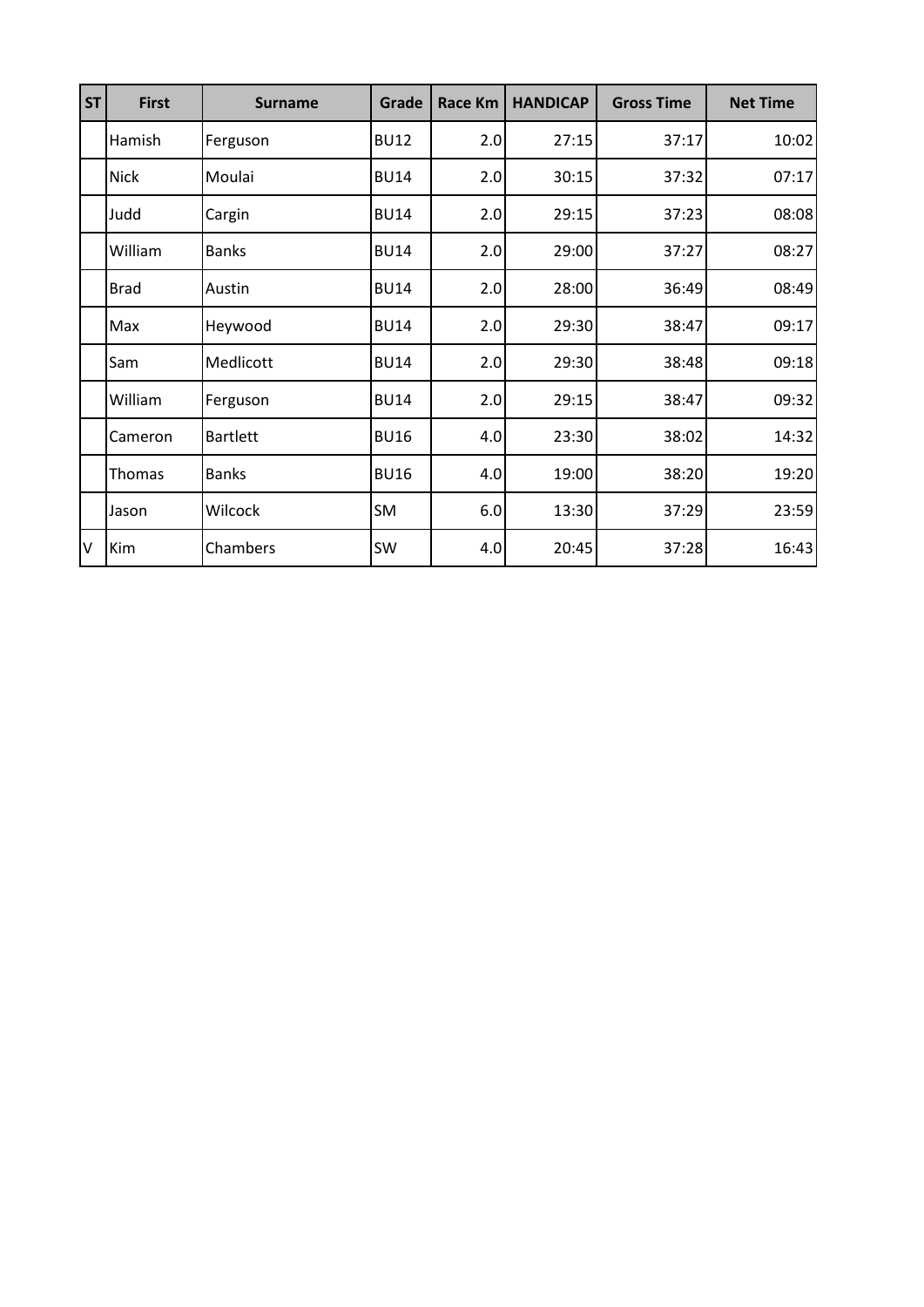| ST | First | Surname | Grade | Race Km | HANDICAP | Gross Time | Net Time |
|---|---|---|---|---|---|---|---|
| | Hamish | Ferguson | BU12 | 2.0 | 27:15 | 37:17 | 10:02 |
| | Nick | Moulai | BU14 | 2.0 | 30:15 | 37:32 | 07:17 |
| | Judd | Cargin | BU14 | 2.0 | 29:15 | 37:23 | 08:08 |
| | William | Banks | BU14 | 2.0 | 29:00 | 37:27 | 08:27 |
| | Brad | Austin | BU14 | 2.0 | 28:00 | 36:49 | 08:49 |
| | Max | Heywood | BU14 | 2.0 | 29:30 | 38:47 | 09:17 |
| | Sam | Medlicott | BU14 | 2.0 | 29:30 | 38:48 | 09:18 |
| | William | Ferguson | BU14 | 2.0 | 29:15 | 38:47 | 09:32 |
| | Cameron | Bartlett | BU16 | 4.0 | 23:30 | 38:02 | 14:32 |
| | Thomas | Banks | BU16 | 4.0 | 19:00 | 38:20 | 19:20 |
| | Jason | Wilcock | SM | 6.0 | 13:30 | 37:29 | 23:59 |
| V | Kim | Chambers | SW | 4.0 | 20:45 | 37:28 | 16:43 |